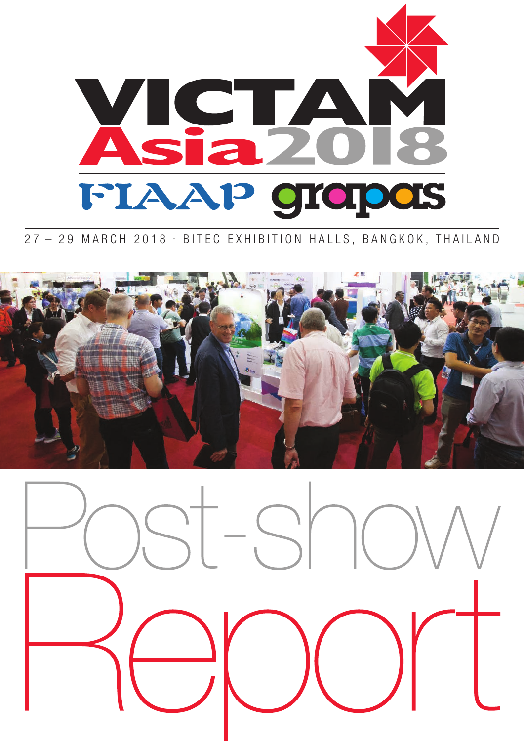# VICTAM Asia 2018

FIAAP grapas

27 – 29 MARCH 2018 · BITEC EXHIBITION HALLS, BANGKOK, THAILAND

# Post-show Report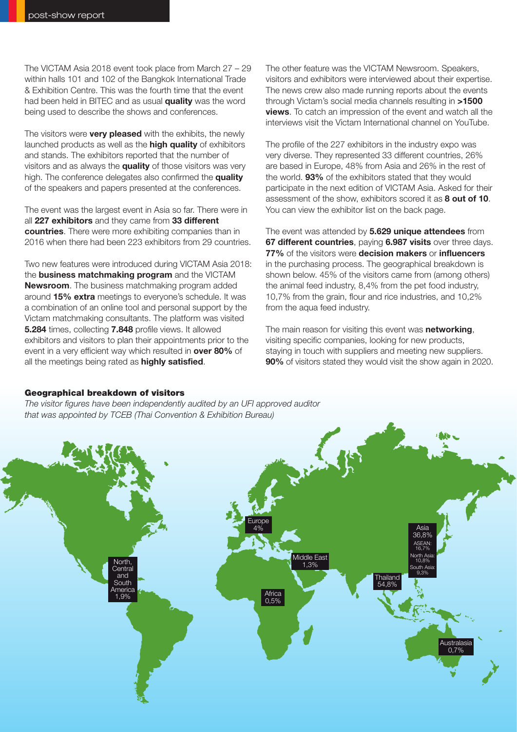The VICTAM Asia 2018 event took place from March 27 – 29 within halls 101 and 102 of the Bangkok International Trade & Exhibition Centre. This was the fourth time that the event had been held in BITEC and as usual **quality** was the word being used to describe the shows and conferences.

The visitors were **very pleased** with the exhibits, the newly launched products as well as the **high quality** of exhibitors and stands. The exhibitors reported that the number of visitors and as always the **quality** of those visitors was very high. The conference delegates also confirmed the **quality** of the speakers and papers presented at the conferences.

The event was the largest event in Asia so far. There were in all **227 exhibitors** and they came from **33 different countries**. There were more exhibiting companies than in 2016 when there had been 223 exhibitors from 29 countries.

Two new features were introduced during VICTAM Asia 2018: the **business matchmaking program** and the VICTAM **Newsroom**. The business matchmaking program added around **15% extra** meetings to everyone's schedule. It was a combination of an online tool and personal support by the Victam matchmaking consultants. The platform was visited **5.284** times, collecting **7.848** profile views. It allowed exhibitors and visitors to plan their appointments prior to the event in a very efficient way which resulted in **over 80%** of all the meetings being rated as **highly satisfied**.

The other feature was the VICTAM Newsroom. Speakers, visitors and exhibitors were interviewed about their expertise. The news crew also made running reports about the events through Victam's social media channels resulting in **>1500 views**. To catch an impression of the event and watch all the interviews visit the Victam International channel on YouTube.

The profile of the 227 exhibitors in the industry expo was very diverse. They represented 33 different countries, 26% are based in Europe, 48% from Asia and 26% in the rest of the world. **93%** of the exhibitors stated that they would participate in the next edition of VICTAM Asia. Asked for their assessment of the show, exhibitors scored it as **8 out of 10**. You can view the exhibitor list on the back page.

The event was attended by **5.629 unique attendees** from **67 different countries**, paying **6.987 visits** over three days. **77%** of the visitors were **decision makers** or **influencers** in the purchasing process. The geographical breakdown is shown below. 45% of the visitors came from (among others) the animal feed industry, 8,4% from the pet food industry, 10,7% from the grain, flour and rice industries, and 10,2% from the aqua feed industry.

The main reason for visiting this event was **networking**, visiting specific companies, looking for new products, staying in touch with suppliers and meeting new suppliers. **90%** of visitors stated they would visit the show again in 2020.

### Geographical breakdown of visitors

*The visitor figures have been independently audited by an UFI approved auditor that was appointed by TCEB (Thai Convention & Exhibition Bureau)*

North, Central and South America 1,9%

Europe 4%

Middle East 1,3%

Africa 0,5%

Asia 36,8%
ASEAN: 16,7%
North Asia: 10,8%
South Asia: 9,3%

Thailand 54,8%

Australasia 0,7%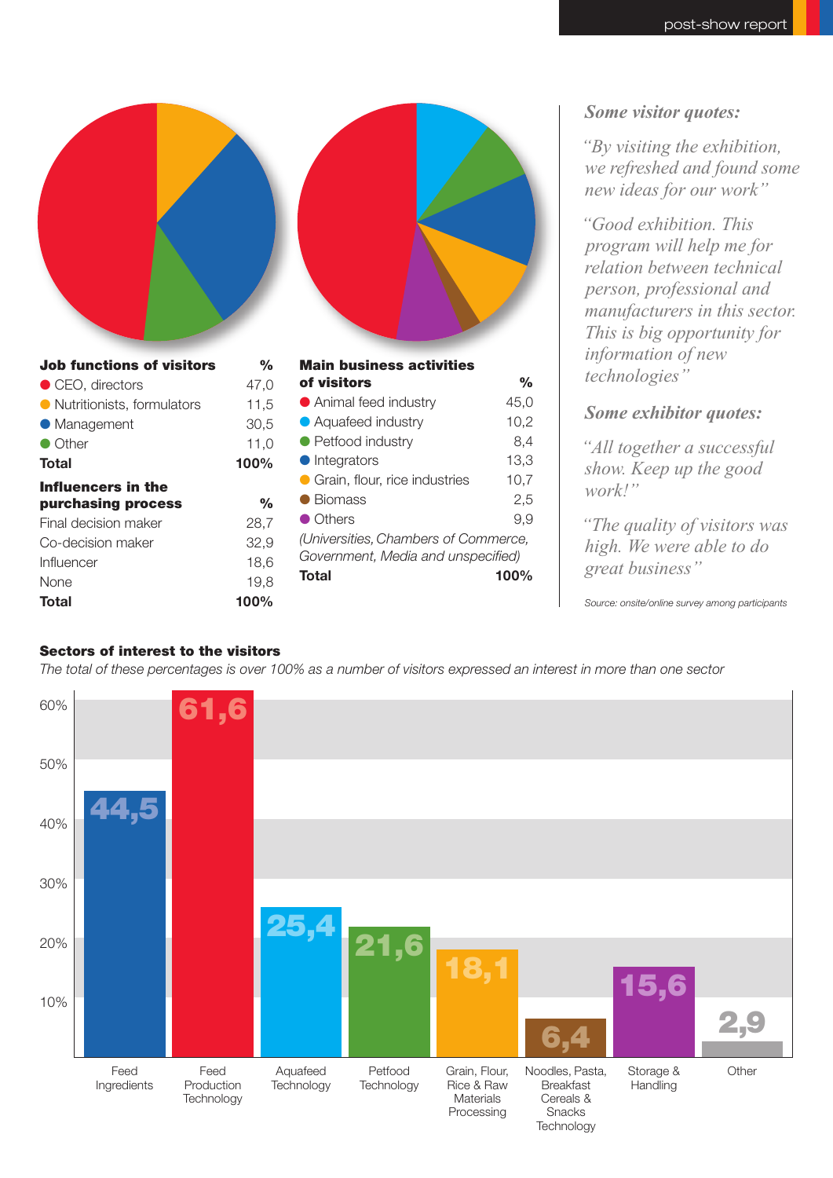| Job functions of visitors | % |
|---|---|
| CEO, directors | 47,0 |
| Nutritionists, formulators | 11,5 |
| Management | 30,5 |
| Other | 11,0 |
| **Total** | **100%** |

| Influencers in the purchasing process | % |
|---|---|
| Final decision maker | 28,7 |
| Co-decision maker | 32,9 |
| Influencer | 18,6 |
| None | 19,8 |
| **Total** | **100%** |

| Main business activities of visitors | % |
|---|---|
| Animal feed industry | 45,0 |
| Aquafeed industry | 10,2 |
| Petfood industry | 8,4 |
| Integrators | 13,3 |
| Grain, flour, rice industries | 10,7 |
| Biomass | 2,5 |
| Others | 9,9 |
| *(Universities, Chambers of Commerce, Government, Media and unspecified)* | |
| **Total** | **100%** |

### *Some visitor quotes:*

*"By visiting the exhibition, we refreshed and found some new ideas for our work"*

*"Good exhibition. This program will help me for relation between technical person, professional and manufacturers in this sector. This is big opportunity for information of new technologies"*

### *Some exhibitor quotes:*

*"All together a successful show. Keep up the good work!"*

*"The quality of visitors was high. We were able to do great business"*

*Source: onsite/online survey among participants*

**Sectors of interest to the visitors**

*The total of these percentages is over 100% as a number of visitors expressed an interest in more than one sector*

| Sector | % |
|---|---|
| Feed Ingredients | 44,5 |
| Feed Production Technology | 61,6 |
| Aquafeed Technology | 25,4 |
| Petfood Technology | 21,6 |
| Grain, Flour, Rice & Raw Materials Processing | 18,1 |
| Noodles, Pasta, Breakfast Cereals & Snacks Technology | 6,4 |
| Storage & Handling | 15,6 |
| Other | 2,9 |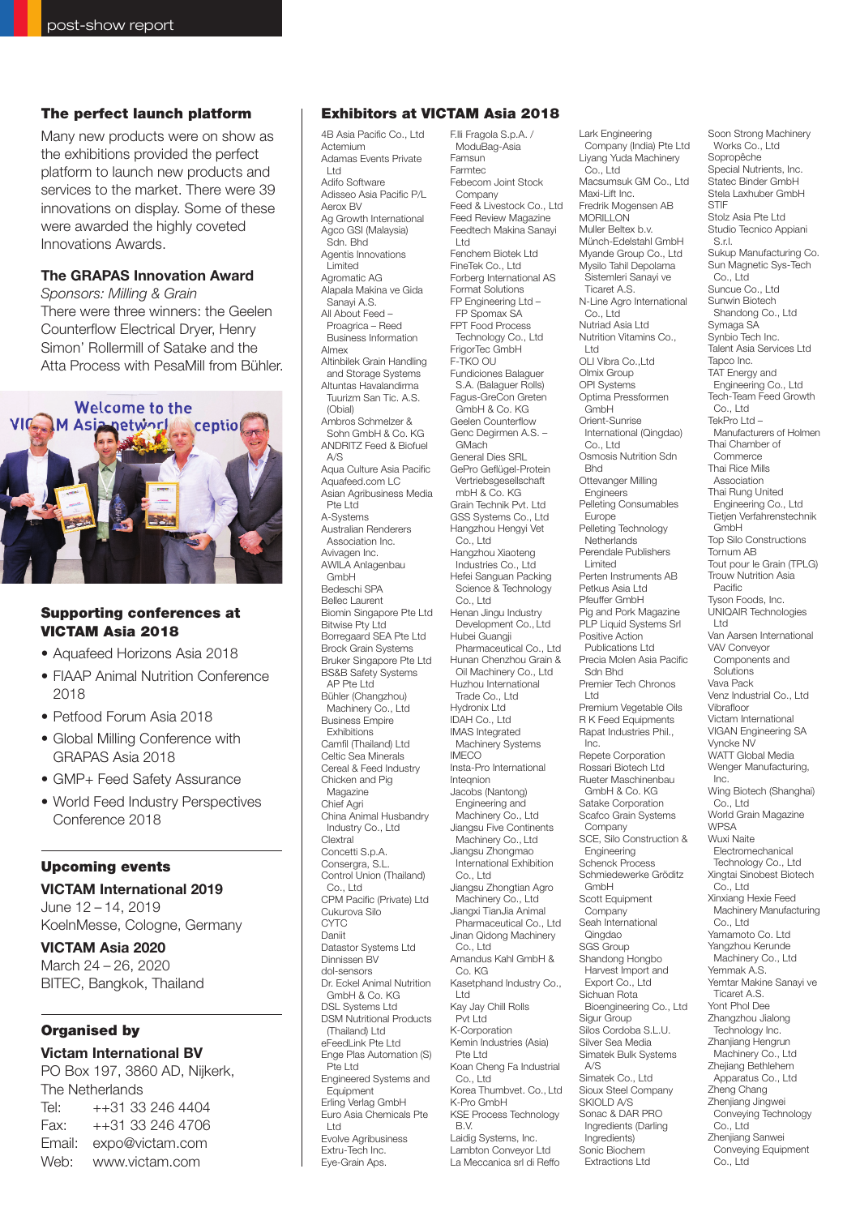## The perfect launch platform

Many new products were on show as the exhibitions provided the perfect platform to launch new products and services to the market. There were 39 innovations on display. Some of these were awarded the highly coveted Innovations Awards.

### The GRAPAS Innovation Award

*Sponsors: Milling & Grain*

There were three winners: the Geelen Counterflow Electrical Dryer, Henry Simon' Rollermill of Satake and the Atta Process with PesaMill from Bühler.

### Supporting conferences at VICTAM Asia 2018

- Aquafeed Horizons Asia 2018
- FIAAP Animal Nutrition Conference 2018
- Petfood Forum Asia 2018
- Global Milling Conference with GRAPAS Asia 2018
- GMP+ Feed Safety Assurance
- World Feed Industry Perspectives Conference 2018

### Upcoming events

**VICTAM International 2019**
June 12 – 14, 2019
KoelnMesse, Cologne, Germany

**VICTAM Asia 2020**
March 24 – 26, 2020
BITEC, Bangkok, Thailand

### Organised by

**Victam International BV**
PO Box 197, 3860 AD, Nijkerk,
The Netherlands
Tel: ++31 33 246 4404
Fax: ++31 33 246 4706
Email: expo@victam.com
Web: www.victam.com

## Exhibitors at VICTAM Asia 2018

4B Asia Pacific Co., Ltd
Actemium
Adamas Events Private Ltd
Adifo Software
Adisseo Asia Pacific P/L
Aerox BV
Ag Growth International
Agco GSI (Malaysia) Sdn. Bhd
Agentis Innovations Limited
Agromatic AG
Alapala Makina ve Gida Sanayi A.S.
All About Feed – Proagrica – Reed Business Information
Almex
Altinbilek Grain Handling and Storage Systems
Altuntas Havalandirma Tuurizm San Tic. A.S. (Obial)
Ambros Schmelzer & Sohn GmbH & Co. KG
ANDRITZ Feed & Biofuel A/S
Aqua Culture Asia Pacific
Aquafeed.com LC
Asian Agribusiness Media Pte Ltd
A-Systems
Australian Renderers Association Inc.
Avivagen Inc.
AWILA Anlagenbau GmbH
Bedeschi SPA
Bellec Laurent
Biomin Singapore Pte Ltd
Bitwise Pty Ltd
Borregaard SEA Pte Ltd
Brock Grain Systems
Bruker Singapore Pte Ltd
BS&B Safety Systems AP Pte Ltd
Bühler (Changzhou) Machinery Co., Ltd
Business Empire Exhibitions
Camfil (Thailand) Ltd
Celtic Sea Minerals
Cereal & Feed Industry
Chicken and Pig Magazine
Chief Agri
China Animal Husbandry Industry Co., Ltd
Clextral
Concetti S.p.A.
Consergra, S.L.
Control Union (Thailand) Co., Ltd
CPM Pacific (Private) Ltd
Cukurova Silo
CYTC
Danit
Datastor Systems Ltd
Dinnissen BV
dol-sensors
Dr. Eckel Animal Nutrition GmbH & Co. KG
DSL Systems Ltd
DSM Nutritional Products (Thailand) Ltd
eFeedLink Pte Ltd
Enge Plas Automation (S) Pte Ltd
Engineered Systems and Equipment
Erling Verlag GmbH
Euro Asia Chemicals Pte Ltd
Evolve Agribusiness
Extru-Tech Inc.
Eye-Grain Aps.
F.lli Fragola S.p.A. / ModuBag-Asia
Famsun
Farmtec
Febecom Joint Stock Company
Feed & Livestock Co., Ltd
Feed Review Magazine
Feedtech Makina Sanayi Ltd
Fenchem Biotek Ltd
FineTek Co., Ltd
Forberg International AS
Format Solutions
FP Engineering Ltd – FP Spomax SA
FPT Food Process Technology Co., Ltd
FrigorTec GmbH
F-TKO OU
Fundiciones Balaguer S.A. (Balaguer Rolls)
Fagus-GreCon Greten GmbH & Co. KG
Geelen Counterflow
Genc Degirmen A.S. – GMach
General Dies SRL
GePro Geflügel-Protein Vertriebsgesellschaft mbH & Co. KG
Grain Technik Pvt. Ltd
GSS Systems Co., Ltd
Hangzhou Hengyi Vet Co., Ltd
Hangzhou Xiaoteng Industries Co., Ltd
Hefei Sanguan Packing Science & Technology Co., Ltd
Henan Jingu Industry Development Co., Ltd
Hubei Guangji Pharmaceutical Co., Ltd
Hunan Chenzhou Grain & Oil Machinery Co., Ltd
Huzhou International Trade Co., Ltd
Hydronix Ltd
IDAH Co., Ltd
IMAS Integrated Machinery Systems
IMECO
Insta-Pro International
Integnion
Jacobs (Nantong) Engineering and Machinery Co., Ltd
Jiangsu Five Continents Machinery Co., Ltd
Jiangsu Zhongmao International Exhibition Co., Ltd
Jiangsu Zhongtian Agro Machinery Co., Ltd
Jiangxi TianJia Animal Pharmaceutical Co., Ltd
Jinan Qidong Machinery Co., Ltd
Amandus Kahl GmbH & Co. KG
Kasetphand Industry Co., Ltd
Kay Jay Chill Rolls Pvt Ltd
K-Corporation
Kemin Industries (Asia) Pte Ltd
Koan Cheng Fa Industrial Co., Ltd
Korea Thumbvet. Co., Ltd
K-Pro GmbH
KSE Process Technology B.V.
Laidig Systems, Inc.
Lambton Conveyor Ltd
La Meccanica srl di Reffo
Lark Engineering Company (India) Pte Ltd
Liyang Yuda Machinery Co., Ltd
Macsumsuk GM Co., Ltd
Maxi-Lift Inc.
Fredrik Mogensen AB
MORILLON
Muller Beltex b.v.
Münch-Edelstahl GmbH
Myande Group Co., Ltd
Mysilo Tahil Depolama Sistemleri Sanayi ve Ticaret A.S.
N-Line Agro International Co., Ltd
Nutriad Asia Ltd
Nutrition Vitamins Co., Ltd
OLI Vibra Co.,Ltd
Olmix Group
OPI Systems
Optima Pressformen GmbH
Orient-Sunrise International (Qingdao) Co., Ltd
Osmosis Nutrition Sdn Bhd
Ottevanger Milling Engineers
Pelleting Consumables Europe
Pelleting Technology Netherlands
Perendale Publishers Limited
Perten Instruments AB
Petkus Asia Ltd
Pfeuffer GmbH
Pig and Pork Magazine
PLP Liquid Systems Srl
Positive Action Publications Ltd
Precia Molen Asia Pacific Sdn Bhd
Premier Tech Chronos Ltd
Premium Vegetable Oils
R K Feed Equipments
Rapat Industries Phil., Inc.
Repete Corporation
Rossari Biotech Ltd
Rueter Maschinenbau GmbH & Co. KG
Satake Corporation
Scafco Grain Systems Company
SCE, Silo Construction & Engineering
Schenck Process
Schmiedewerke Gröditz GmbH
Scott Equipment Company
Seah International Qingdao
SGS Group
Shandong Hongbo Harvest Import and Export Co., Ltd
Sichuan Rota Bioengineering Co., Ltd
Sigur Group
Silos Cordoba S.L.U.
Silver Sea Media
Simatek Bulk Systems A/S
Simatek Co., Ltd
Sioux Steel Company
SKIOLD A/S
Sonac & DAR PRO Ingredients (Darling Ingredients)
Sonic Biochem Extractions Ltd
Soon Strong Machinery Works Co., Ltd
Soprοpêche
Special Nutrients, Inc.
Statec Binder GmbH
Stela Laxhuber GmbH
STIF
Stolz Asia Pte Ltd
Studio Tecnico Appiani S.r.l.
Sukup Manufacturing Co.
Sun Magnetic Sys-Tech Co., Ltd
Suncue Co., Ltd
Sunwin Biotech Shandong Co., Ltd
Symaga SA
Synbio Tech Inc.
Talent Asia Services Ltd
Tapco Inc.
TAT Energy and Engineering Co., Ltd
Tech-Team Feed Growth Co., Ltd
TekPro Ltd – Manufacturers of Holmen
Thai Chamber of Commerce
Thai Rice Mills Association
Thai Rung United Engineering Co., Ltd
Tietjen Verfahrenstechnik GmbH
Top Silo Constructions
Tornum AB
Tout pour le Grain (TPLG)
Trouw Nutrition Asia Pacific
Tyson Foods, Inc.
UNIQAIR Technologies Ltd
Van Aarsen International
VAV Conveyor Components and Solutions
Vava Pack
Venz Industrial Co., Ltd
Vibrafloor
Victam International
VIGAN Engineering SA
Vyncke NV
WATT Global Media
Wenger Manufacturing, Inc.
Wing Biotech (Shanghai) Co., Ltd
World Grain Magazine
WPSA
Wuxi Naite Electromechanical Technology Co., Ltd
Xingtai Sinobest Biotech Co., Ltd
Xinxiang Hexie Feed Machinery Manufacturing Co., Ltd
Yamamoto Co. Ltd
Yangzhou Kerunde Machinery Co., Ltd
Yemmak A.S.
Yemtar Makine Sanayi ve Ticaret A.S.
Yont Phol Dee
Zhangzhou Jialong Technology Inc.
Zhanjiang Hengrun Machinery Co., Ltd
Zhejiang Bethlehem Apparatus Co., Ltd
Zheng Chang
Zhenjiang Jingwei Conveying Technology Co., Ltd
Zhenjiang Sanwei Conveying Equipment Co., Ltd